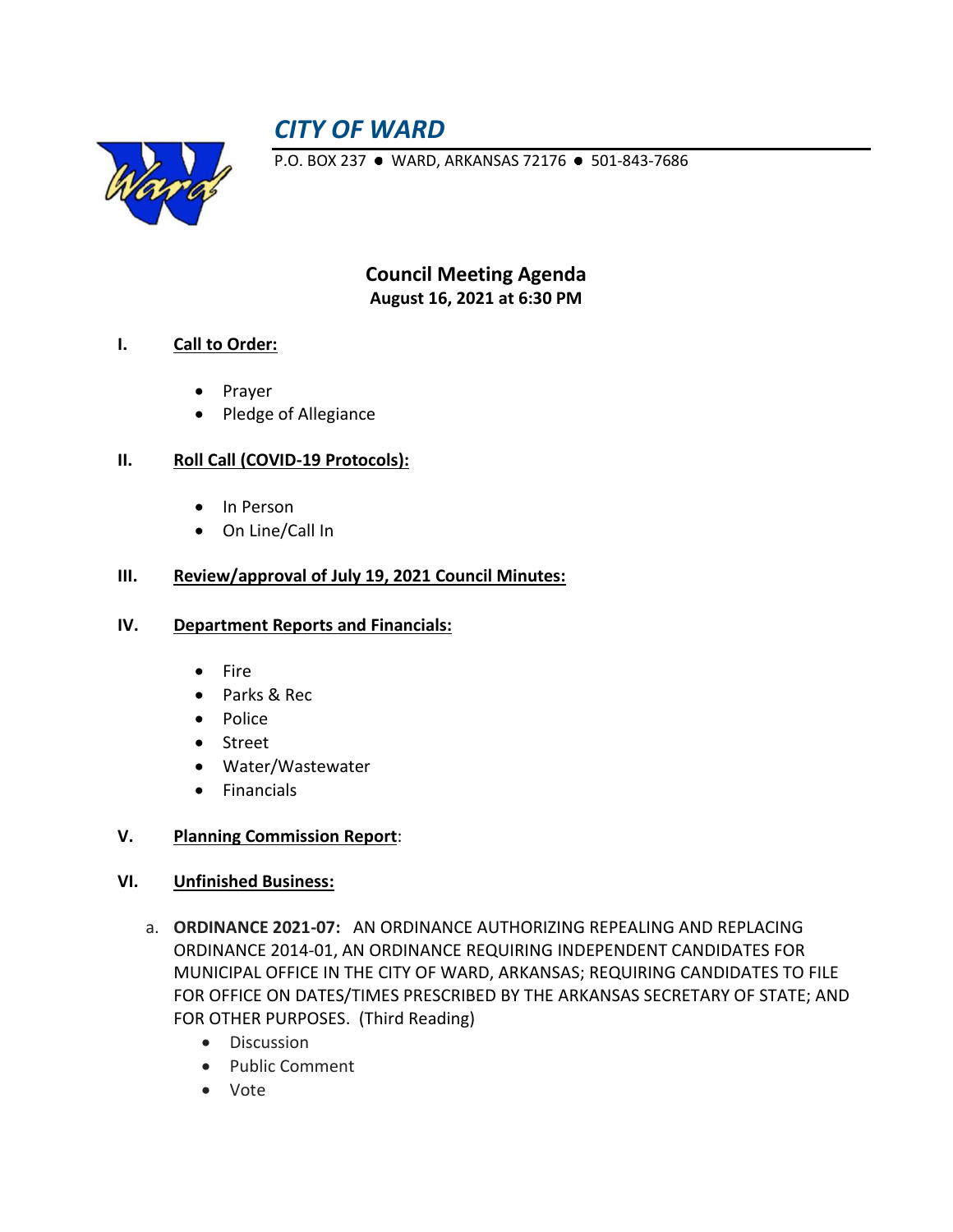# *CITY OF WARD*

P.O. BOX 237 ● WARD, ARKANSAS 72176 ● 501-843-7686

## Council Meeting Agenda

**August 16, 2021 at 6:30 PM**

**I. Call to Order:**

- Prayer
- Pledge of Allegiance

**II. Roll Call (COVID-19 Protocols):**

- In Person
- On Line/Call In

**III. Review/approval of July 19, 2021 Council Minutes:**

**IV. Department Reports and Financials:**

- Fire
- Parks & Rec
- Police
- Street
- Water/Wastewater
- Financials

**V. Planning Commission Report:**

**VI. Unfinished Business:**

a. **ORDINANCE 2021-07:** AN ORDINANCE AUTHORIZING REPEALING AND REPLACING ORDINANCE 2014-01, AN ORDINANCE REQUIRING INDEPENDENT CANDIDATES FOR MUNICIPAL OFFICE IN THE CITY OF WARD, ARKANSAS; REQUIRING CANDIDATES TO FILE FOR OFFICE ON DATES/TIMES PRESCRIBED BY THE ARKANSAS SECRETARY OF STATE; AND FOR OTHER PURPOSES. (Third Reading)

- Discussion
- Public Comment
- Vote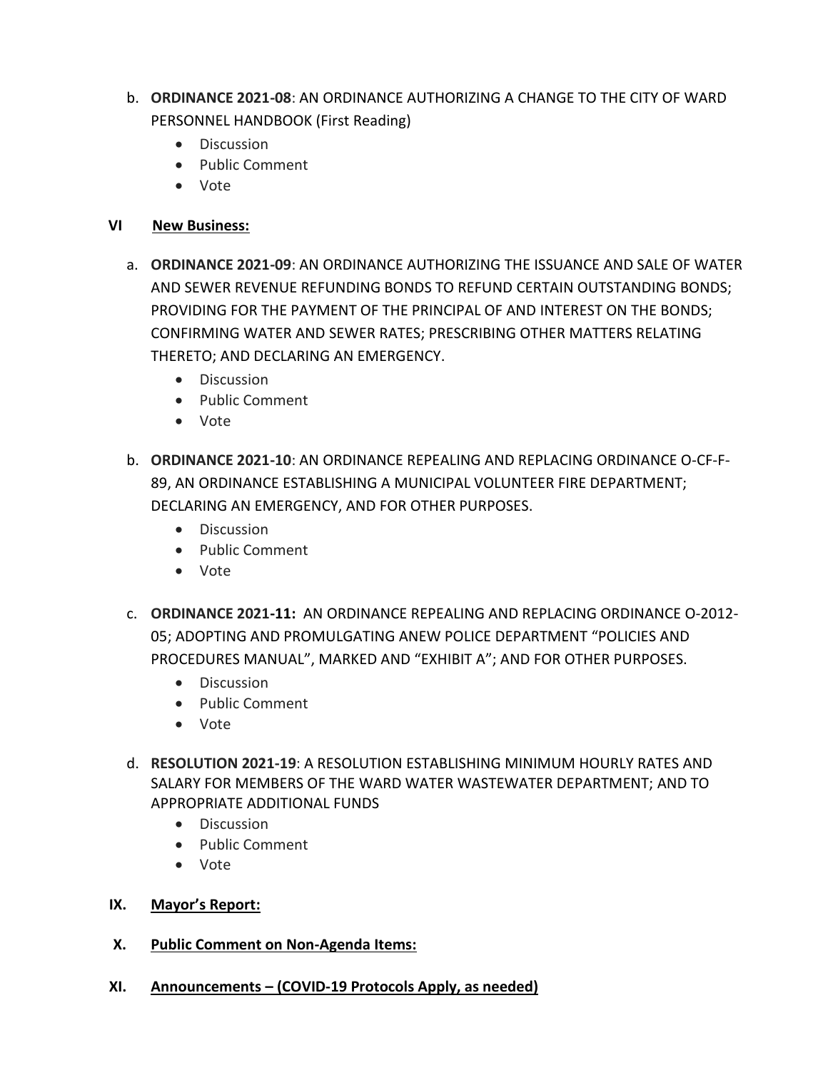b. **ORDINANCE 2021-08**: AN ORDINANCE AUTHORIZING A CHANGE TO THE CITY OF WARD PERSONNEL HANDBOOK (First Reading)
   - Discussion
   - Public Comment
   - Vote

## VI New Business:

a. **ORDINANCE 2021-09**: AN ORDINANCE AUTHORIZING THE ISSUANCE AND SALE OF WATER AND SEWER REVENUE REFUNDING BONDS TO REFUND CERTAIN OUTSTANDING BONDS; PROVIDING FOR THE PAYMENT OF THE PRINCIPAL OF AND INTEREST ON THE BONDS; CONFIRMING WATER AND SEWER RATES; PRESCRIBING OTHER MATTERS RELATING THERETO; AND DECLARING AN EMERGENCY.
   - Discussion
   - Public Comment
   - Vote

b. **ORDINANCE 2021-10**: AN ORDINANCE REPEALING AND REPLACING ORDINANCE O-CF-F-89, AN ORDINANCE ESTABLISHING A MUNICIPAL VOLUNTEER FIRE DEPARTMENT; DECLARING AN EMERGENCY, AND FOR OTHER PURPOSES.
   - Discussion
   - Public Comment
   - Vote

c. **ORDINANCE 2021-11:** AN ORDINANCE REPEALING AND REPLACING ORDINANCE O-2012-05; ADOPTING AND PROMULGATING ANEW POLICE DEPARTMENT "POLICIES AND PROCEDURES MANUAL", MARKED AND "EXHIBIT A"; AND FOR OTHER PURPOSES.
   - Discussion
   - Public Comment
   - Vote

d. **RESOLUTION 2021-19**: A RESOLUTION ESTABLISHING MINIMUM HOURLY RATES AND SALARY FOR MEMBERS OF THE WARD WATER WASTEWATER DEPARTMENT; AND TO APPROPRIATE ADDITIONAL FUNDS
   - Discussion
   - Public Comment
   - Vote

## IX. Mayor's Report:

## X. Public Comment on Non-Agenda Items:

## XI. Announcements – (COVID-19 Protocols Apply, as needed)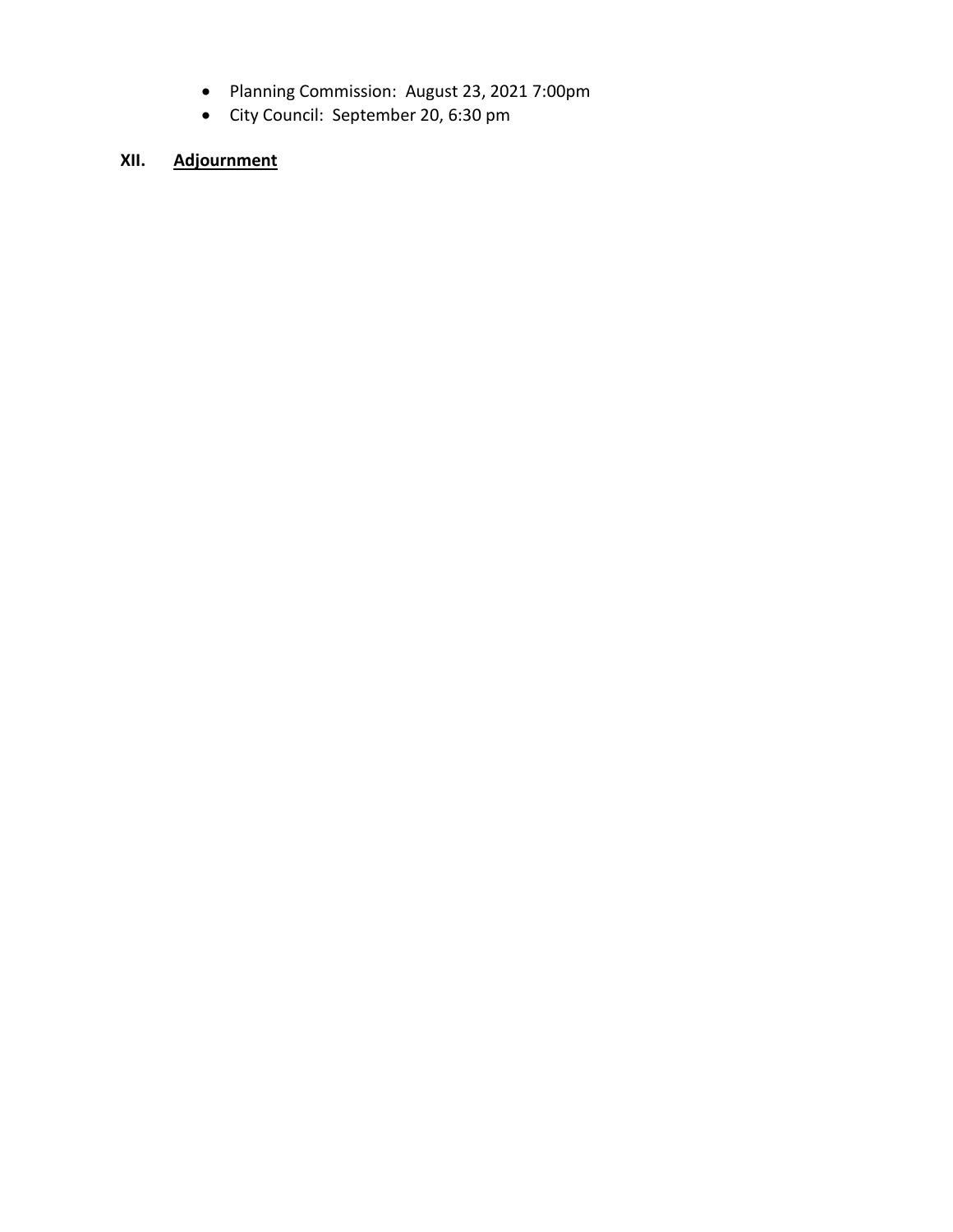- Planning Commission: August 23, 2021 7:00pm
- City Council: September 20, 6:30 pm

## XII. Adjournment